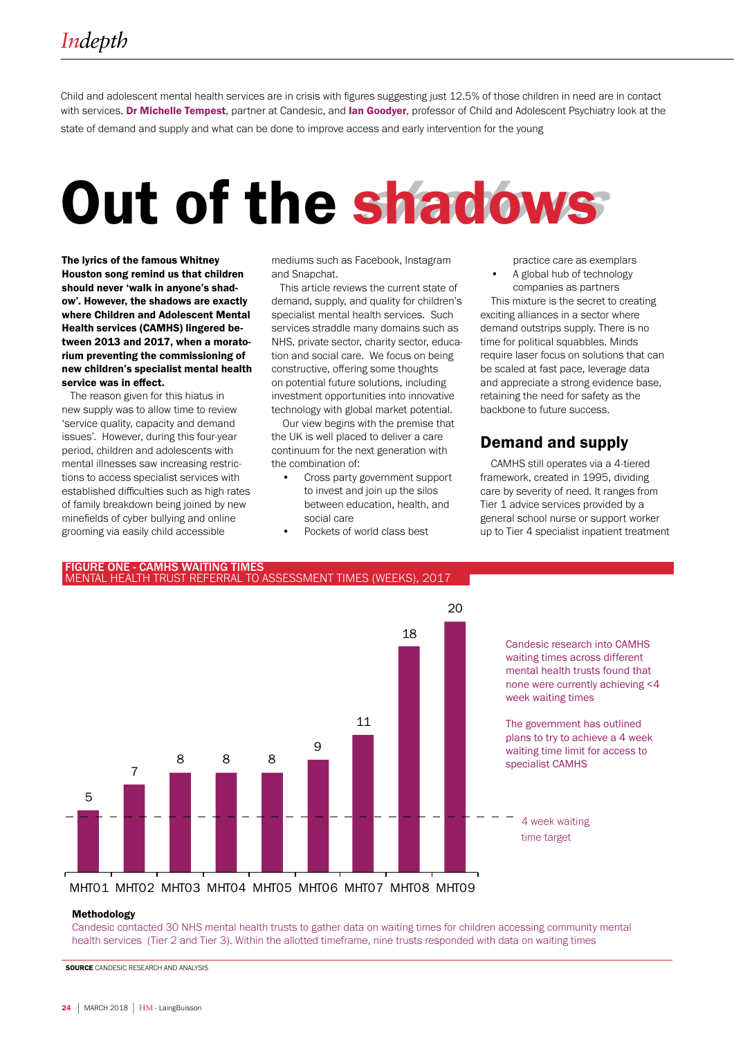Child and adolescent mental health services are in crisis with figures suggesting just 12.5% of those children in need are in contact with services. **Dr Michelle Tempest**, partner at Candesic, and **Ian Goodyer**, professor of Child and Adolescent Psychiatry look at the state of demand and supply and what can be done to improve access and early intervention for the young

# Out of the shadows

**The lyrics of the famous Whitney Houston song remind us that children should never 'walk in anyone's shadow'. However, the shadows are exactly where Children and Adolescent Mental Health services (CAMHS) lingered between 2013 and 2017, when a moratorium preventing the commissioning of new children's specialist mental health service was in effect.**

The reason given for this hiatus in new supply was to allow time to review 'service quality, capacity and demand issues'. However, during this four-year period, children and adolescents with mental illnesses saw increasing restrictions to access specialist services with established difficulties such as high rates of family breakdown being joined by new minefields of cyber bullying and online grooming via easily child accessible mediums such as Facebook, Instagram and Snapchat.

This article reviews the current state of demand, supply, and quality for children's specialist mental health services. Such services straddle many domains such as NHS, private sector, charity sector, education and social care. We focus on being constructive, offering some thoughts on potential future solutions, including investment opportunities into innovative technology with global market potential.

Our view begins with the premise that the UK is well placed to deliver a care continuum for the next generation with the combination of:

- Cross party government support to invest and join up the silos between education, health, and social care
- Pockets of world class best practice care as exemplars
- A global hub of technology companies as partners

This mixture is the secret to creating exciting alliances in a sector where demand outstrips supply. There is no time for political squabbles. Minds require laser focus on solutions that can be scaled at fast pace, leverage data and appreciate a strong evidence base, retaining the need for safety as the backbone to future success.

## Demand and supply

CAMHS still operates via a 4-tiered framework, created in 1995, dividing care by severity of need. It ranges from Tier 1 advice services provided by a general school nurse or support worker up to Tier 4 specialist inpatient treatment

**FIGURE ONE - CAMHS WAITING TIMES**
MENTAL HEALTH TRUST REFERRAL TO ASSESSMENT TIMES (WEEKS), 2017

| Trust | Weeks |
|---|---|
| MHT01 | 5 |
| MHT02 | 7 |
| MHT03 | 8 |
| MHT04 | 8 |
| MHT05 | 8 |
| MHT06 | 9 |
| MHT07 | 11 |
| MHT08 | 18 |
| MHT09 | 20 |

4 week waiting time target

Candesic research into CAMHS waiting times across different mental health trusts found that none were currently achieving <4 week waiting times

The government has outlined plans to try to achieve a 4 week waiting time limit for access to specialist CAMHS

**Methodology**
Candesic contacted 30 NHS mental health trusts to gather data on waiting times for children accessing community mental health services (Tier 2 and Tier 3). Within the allotted timeframe, nine trusts responded with data on waiting times

**SOURCE** CANDESIC RESEARCH AND ANALYSIS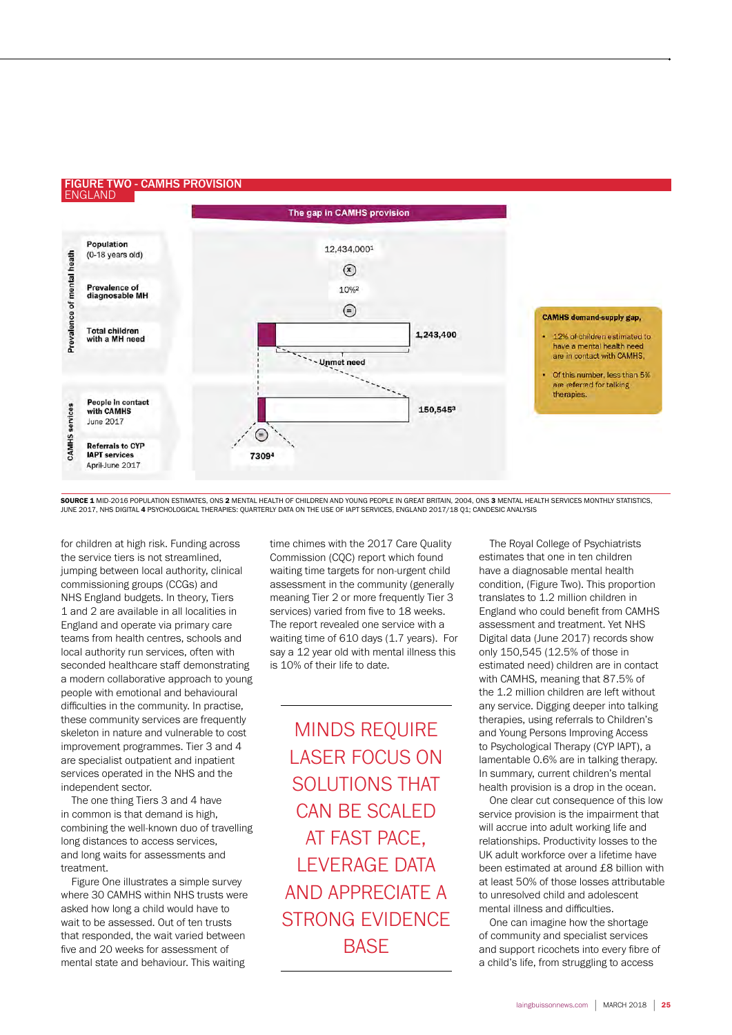## FIGURE TWO - CAMHS PROVISION

ENGLAND

**The gap in CAMHS provision**

**Prevalence of mental health**

| | |
|---|---|
| Population (0-18 years old) | 12,434,000[1] |
| × | |
| Prevalence of diagnosable MH | 10%[2] |
| = | |
| Total children with a MH need | 1,243,400 |

Unmet need

**CAMHS services**

| | |
|---|---|
| People in contact with CAMHS (June 2017) | 150,545[3] |
| ⊖ | |
| Referrals to CYP IAPT services (April-June 2017) | 7309[4] |

**CAMHS demand-supply gap,**

- 12% of children estimated to have a mental health need are in contact with CAMHS.
- Of this number, less than 5% are referred for talking therapies.

**SOURCE 1** MID-2016 POPULATION ESTIMATES, ONS **2** MENTAL HEALTH OF CHILDREN AND YOUNG PEOPLE IN GREAT BRITAIN, 2004, ONS **3** MENTAL HEALTH SERVICES MONTHLY STATISTICS, JUNE 2017, NHS DIGITAL **4** PSYCHOLOGICAL THERAPIES: QUARTERLY DATA ON THE USE OF IAPT SERVICES, ENGLAND 2017/18 Q1; CANDESIC ANALYSIS

for children at high risk. Funding across the service tiers is not streamlined, jumping between local authority, clinical commissioning groups (CCGs) and NHS England budgets. In theory, Tiers 1 and 2 are available in all localities in England and operate via primary care teams from health centres, schools and local authority run services, often with seconded healthcare staff demonstrating a modern collaborative approach to young people with emotional and behavioural difficulties in the community. In practise, these community services are frequently skeleton in nature and vulnerable to cost improvement programmes. Tier 3 and 4 are specialist outpatient and inpatient services operated in the NHS and the independent sector.

The one thing Tiers 3 and 4 have in common is that demand is high, combining the well-known duo of travelling long distances to access services, and long waits for assessments and treatment.

Figure One illustrates a simple survey where 30 CAMHS within NHS trusts were asked how long a child would have to wait to be assessed. Out of ten trusts that responded, the wait varied between five and 20 weeks for assessment of mental state and behaviour. This waiting time chimes with the 2017 Care Quality Commission (CQC) report which found waiting time targets for non-urgent child assessment in the community (generally meaning Tier 2 or more frequently Tier 3 services) varied from five to 18 weeks. The report revealed one service with a waiting time of 610 days (1.7 years). For say a 12 year old with mental illness this is 10% of their life to date.

> MINDS REQUIRE LASER FOCUS ON SOLUTIONS THAT CAN BE SCALED AT FAST PACE, LEVERAGE DATA AND APPRECIATE A STRONG EVIDENCE BASE

The Royal College of Psychiatrists estimates that one in ten children have a diagnosable mental health condition, (Figure Two). This proportion translates to 1.2 million children in England who could benefit from CAMHS assessment and treatment. Yet NHS Digital data (June 2017) records show only 150,545 (12.5% of those in estimated need) children are in contact with CAMHS, meaning that 87.5% of the 1.2 million children are left without any service. Digging deeper into talking therapies, using referrals to Children's and Young Persons Improving Access to Psychological Therapy (CYP IAPT), a lamentable 0.6% are in talking therapy. In summary, current children's mental health provision is a drop in the ocean.

One clear cut consequence of this low service provision is the impairment that will accrue into adult working life and relationships. Productivity losses to the UK adult workforce over a lifetime have been estimated at around £8 billion with at least 50% of those losses attributable to unresolved child and adolescent mental illness and difficulties.

One can imagine how the shortage of community and specialist services and support ricochets into every fibre of a child's life, from struggling to access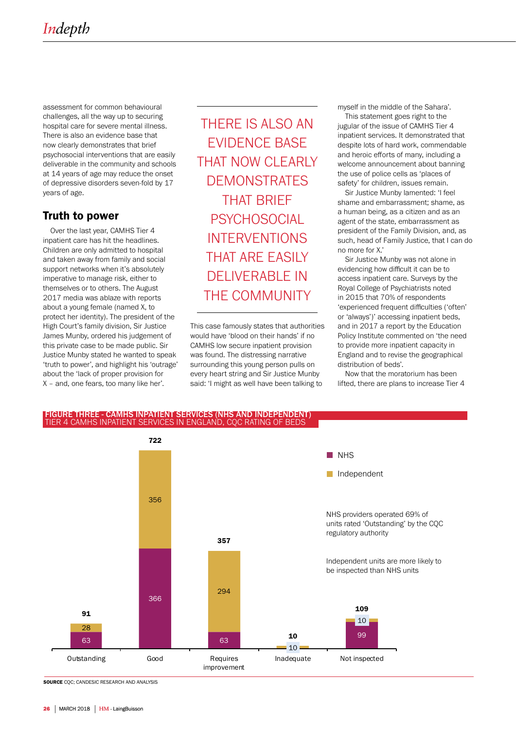assessment for common behavioural challenges, all the way up to securing hospital care for severe mental illness. There is also an evidence base that now clearly demonstrates that brief psychosocial interventions that are easily deliverable in the community and schools at 14 years of age may reduce the onset of depressive disorders seven-fold by 17 years of age.

## Truth to power

Over the last year, CAMHS Tier 4 inpatient care has hit the headlines. Children are only admitted to hospital and taken away from family and social support networks when it's absolutely imperative to manage risk, either to themselves or to others. The August 2017 media was ablaze with reports about a young female (named X, to protect her identity). The president of the High Court's family division, Sir Justice James Munby, ordered his judgement of this private case to be made public. Sir Justice Munby stated he wanted to speak 'truth to power', and highlight his 'outrage' about the 'lack of proper provision for X – and, one fears, too many like her'.

> THERE IS ALSO AN EVIDENCE BASE THAT NOW CLEARLY DEMONSTRATES THAT BRIEF PSYCHOSOCIAL INTERVENTIONS THAT ARE EASILY DELIVERABLE IN THE COMMUNITY

This case famously states that authorities would have 'blood on their hands' if no CAMHS low secure inpatient provision was found. The distressing narrative surrounding this young person pulls on every heart string and Sir Justice Munby said: 'I might as well have been talking to myself in the middle of the Sahara'.

This statement goes right to the jugular of the issue of CAMHS Tier 4 inpatient services. It demonstrated that despite lots of hard work, commendable and heroic efforts of many, including a welcome announcement about banning the use of police cells as 'places of safety' for children, issues remain.

Sir Justice Munby lamented: 'I feel shame and embarrassment; shame, as a human being, as a citizen and as an agent of the state, embarrassment as president of the Family Division, and, as such, head of Family Justice, that I can do no more for X.'

Sir Justice Munby was not alone in evidencing how difficult it can be to access inpatient care. Surveys by the Royal College of Psychiatrists noted in 2015 that 70% of respondents 'experienced frequent difficulties ('often' or 'always')' accessing inpatient beds, and in 2017 a report by the Education Policy Institute commented on 'the need to provide more inpatient capacity in England and to revise the geographical distribution of beds'.

Now that the moratorium has been lifted, there are plans to increase Tier 4

**FIGURE THREE - CAMHS INPATIENT SERVICES (NHS AND INDEPENDENT)**
TIER 4 CAMHS INPATIENT SERVICES IN ENGLAND, CQC RATING OF BEDS

| CQC rating | NHS | Independent | Total |
|---|---|---|---|
| Outstanding | 63 | 28 | 91 |
| Good | 366 | 356 | 722 |
| Requires improvement | 63 | 294 | 357 |
| Inadequate | | 10 | 10 |
| Not inspected | 99 | 10 | 109 |

NHS providers operated 69% of units rated 'Outstanding' by the CQC regulatory authority

Independent units are more likely to be inspected than NHS units

**SOURCE** CQC; CANDESIC RESEARCH AND ANALYSIS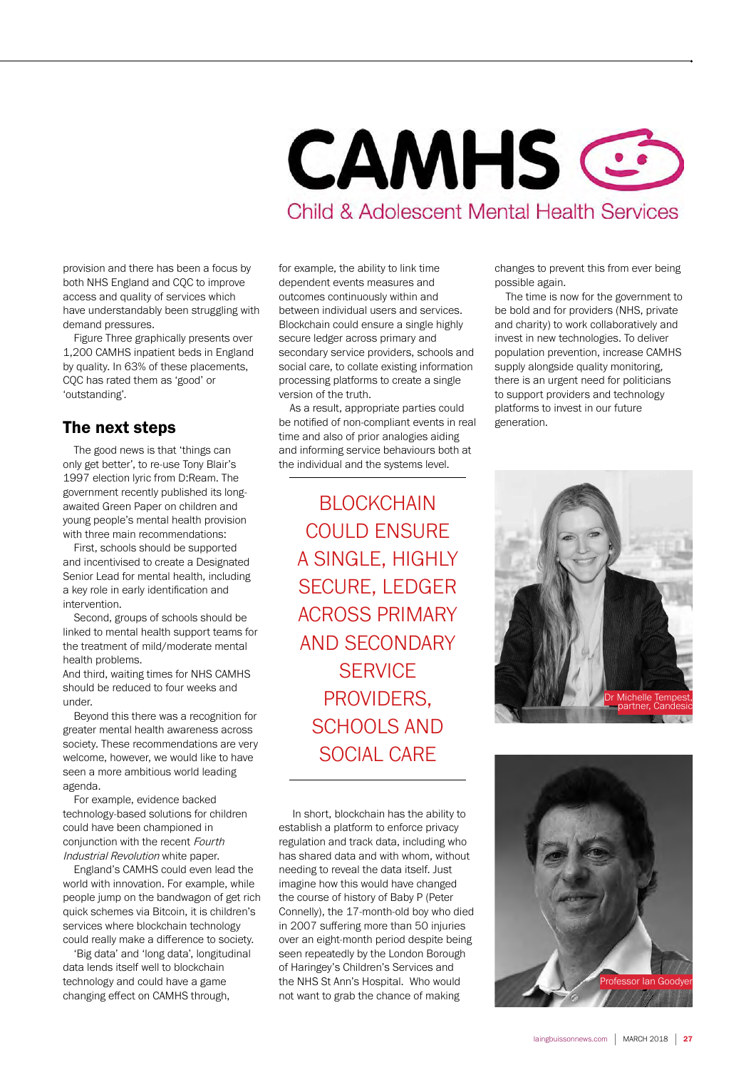# CAMHS

Child & Adolescent Mental Health Services

provision and there has been a focus by both NHS England and CQC to improve access and quality of services which have understandably been struggling with demand pressures.

Figure Three graphically presents over 1,200 CAMHS inpatient beds in England by quality. In 63% of these placements, CQC has rated them as 'good' or 'outstanding'.

## The next steps

The good news is that 'things can only get better', to re-use Tony Blair's 1997 election lyric from D:Ream. The government recently published its long-awaited Green Paper on children and young people's mental health provision with three main recommendations:

First, schools should be supported and incentivised to create a Designated Senior Lead for mental health, including a key role in early identification and intervention.

Second, groups of schools should be linked to mental health support teams for the treatment of mild/moderate mental health problems.

And third, waiting times for NHS CAMHS should be reduced to four weeks and under.

Beyond this there was a recognition for greater mental health awareness across society. These recommendations are very welcome, however, we would like to have seen a more ambitious world leading agenda.

For example, evidence backed technology-based solutions for children could have been championed in conjunction with the recent *Fourth Industrial Revolution* white paper.

England's CAMHS could even lead the world with innovation. For example, while people jump on the bandwagon of get rich quick schemes via Bitcoin, it is children's services where blockchain technology could really make a difference to society.

'Big data' and 'long data', longitudinal data lends itself well to blockchain technology and could have a game changing effect on CAMHS through, for example, the ability to link time dependent events measures and outcomes continuously within and between individual users and services. Blockchain could ensure a single highly secure ledger across primary and secondary service providers, schools and social care, to collate existing information processing platforms to create a single version of the truth.

As a result, appropriate parties could be notified of non-compliant events in real time and also of prior analogies aiding and informing service behaviours both at the individual and the systems level.

> BLOCKCHAIN COULD ENSURE A SINGLE, HIGHLY SECURE, LEDGER ACROSS PRIMARY AND SECONDARY SERVICE PROVIDERS, SCHOOLS AND SOCIAL CARE

In short, blockchain has the ability to establish a platform to enforce privacy regulation and track data, including who has shared data and with whom, without needing to reveal the data itself. Just imagine how this would have changed the course of history of Baby P (Peter Connelly), the 17-month-old boy who died in 2007 suffering more than 50 injuries over an eight-month period despite being seen repeatedly by the London Borough of Haringey's Children's Services and the NHS St Ann's Hospital. Who would not want to grab the chance of making changes to prevent this from ever being possible again.

The time is now for the government to be bold and for providers (NHS, private and charity) to work collaboratively and invest in new technologies. To deliver population prevention, increase CAMHS supply alongside quality monitoring, there is an urgent need for politicians to support providers and technology platforms to invest in our future generation.

Dr Michelle Tempest, partner, Candesic

Professor Ian Goodyer